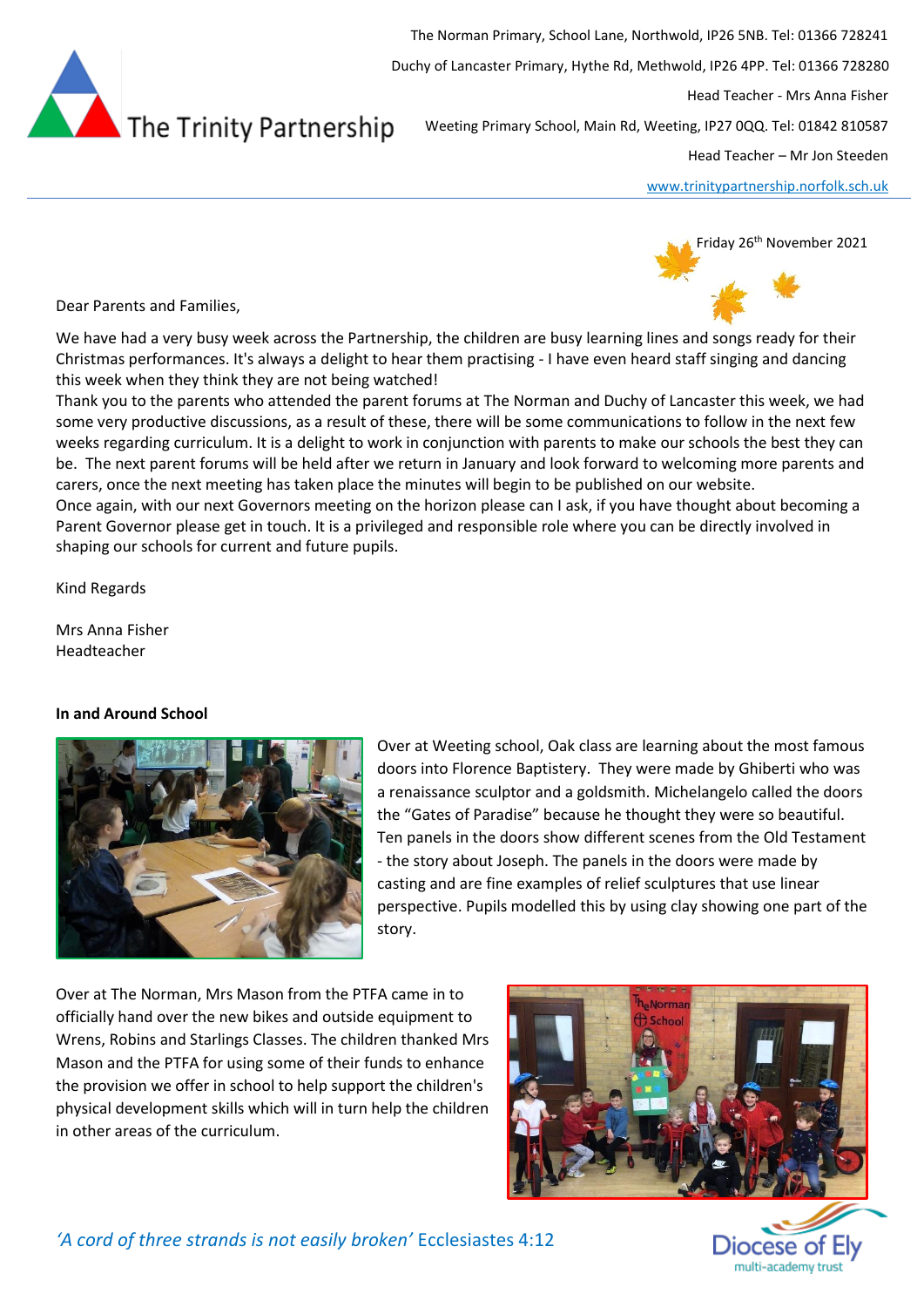The Trinity Partnership

The Norman Primary, School Lane, Northwold, IP26 5NB. Tel: 01366 728241

Duchy of Lancaster Primary, Hythe Rd, Methwold, IP26 4PP. Tel: 01366 728280

Head Teacher - Mrs Anna Fisher

Weeting Primary School, Main Rd, Weeting, IP27 0QQ. Tel: 01842 810587

Head Teacher – Mr Jon Steeden

www.trinitypartnership.norfolk.sch.uk

Friday 26th November 2021

Dear Parents and Families,

We have had a very busy week across the Partnership, the children are busy learning lines and songs ready for their Christmas performances. It's always a delight to hear them practising - I have even heard staff singing and dancing this week when they think they are not being watched!

Thank you to the parents who attended the parent forums at The Norman and Duchy of Lancaster this week, we had some very productive discussions, as a result of these, there will be some communications to follow in the next few weeks regarding curriculum. It is a delight to work in conjunction with parents to make our schools the best they can be. The next parent forums will be held after we return in January and look forward to welcoming more parents and carers, once the next meeting has taken place the minutes will begin to be published on our website.

Once again, with our next Governors meeting on the horizon please can I ask, if you have thought about becoming a Parent Governor please get in touch. It is a privileged and responsible role where you can be directly involved in shaping our schools for current and future pupils.

Kind Regards

Mrs Anna Fisher
Headteacher

**In and Around School**

Over at Weeting school, Oak class are learning about the most famous doors into Florence Baptistery. They were made by Ghiberti who was a renaissance sculptor and a goldsmith. Michelangelo called the doors the "Gates of Paradise" because he thought they were so beautiful. Ten panels in the doors show different scenes from the Old Testament - the story about Joseph. The panels in the doors were made by casting and are fine examples of relief sculptures that use linear perspective. Pupils modelled this by using clay showing one part of the story.

Over at The Norman, Mrs Mason from the PTFA came in to officially hand over the new bikes and outside equipment to Wrens, Robins and Starlings Classes. The children thanked Mrs Mason and the PTFA for using some of their funds to enhance the provision we offer in school to help support the children's physical development skills which will in turn help the children in other areas of the curriculum.

*'A cord of three strands is not easily broken'* Ecclesiastes 4:12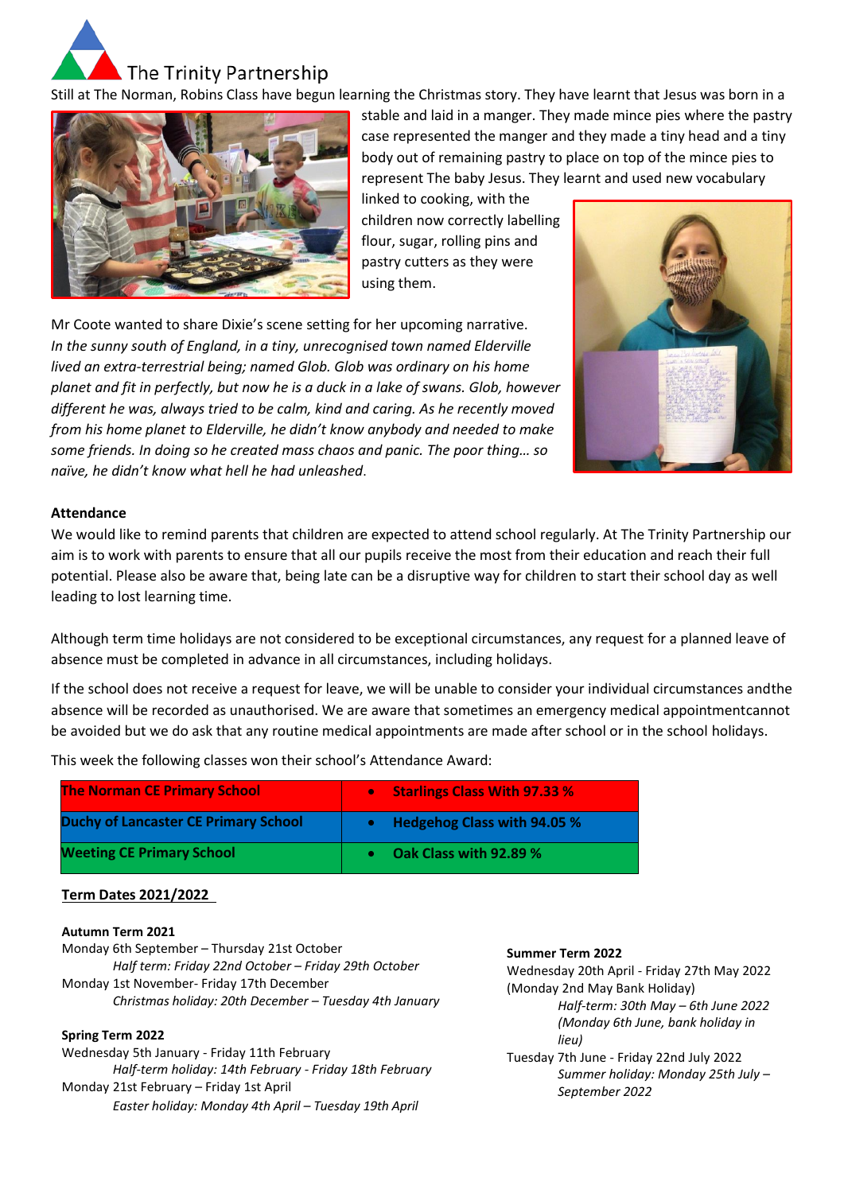The Trinity Partnership

Still at The Norman, Robins Class have begun learning the Christmas story. They have learnt that Jesus was born in a stable and laid in a manger. They made mince pies where the pastry case represented the manger and they made a tiny head and a tiny body out of remaining pastry to place on top of the mince pies to represent The baby Jesus. They learnt and used new vocabulary linked to cooking, with the children now correctly labelling flour, sugar, rolling pins and pastry cutters as they were using them.

Mr Coote wanted to share Dixie's scene setting for her upcoming narrative.

*In the sunny south of England, in a tiny, unrecognised town named Elderville lived an extra-terrestrial being; named Glob. Glob was ordinary on his home planet and fit in perfectly, but now he is a duck in a lake of swans. Glob, however different he was, always tried to be calm, kind and caring. As he recently moved from his home planet to Elderville, he didn't know anybody and needed to make some friends. In doing so he created mass chaos and panic. The poor thing… so naïve, he didn't know what hell he had unleashed.*

**Attendance**

We would like to remind parents that children are expected to attend school regularly. At The Trinity Partnership our aim is to work with parents to ensure that all our pupils receive the most from their education and reach their full potential. Please also be aware that, being late can be a disruptive way for children to start their school day as well leading to lost learning time.

Although term time holidays are not considered to be exceptional circumstances, any request for a planned leave of absence must be completed in advance in all circumstances, including holidays.

If the school does not receive a request for leave, we will be unable to consider your individual circumstances andthe absence will be recorded as unauthorised. We are aware that sometimes an emergency medical appointmentcannot be avoided but we do ask that any routine medical appointments are made after school or in the school holidays.

This week the following classes won their school's Attendance Award:

| School | Class |
|---|---|
| **The Norman CE Primary School** | • **Starlings Class With 97.33 %** |
| **Duchy of Lancaster CE Primary School** | • **Hedgehog Class with 94.05 %** |
| **Weeting CE Primary School** | • **Oak Class with 92.89 %** |

**Term Dates 2021/2022**

**Autumn Term 2021**

Monday 6th September – Thursday 21st October

*Half term: Friday 22nd October – Friday 29th October*

Monday 1st November- Friday 17th December

*Christmas holiday: 20th December – Tuesday 4th January*

**Spring Term 2022**

Wednesday 5th January - Friday 11th February

*Half-term holiday: 14th February - Friday 18th February*

Monday 21st February – Friday 1st April

*Easter holiday: Monday 4th April – Tuesday 19th April*

**Summer Term 2022**

Wednesday 20th April - Friday 27th May 2022

(Monday 2nd May Bank Holiday)

*Half-term: 30th May – 6th June 2022 (Monday 6th June, bank holiday in lieu)*

Tuesday 7th June - Friday 22nd July 2022

*Summer holiday: Monday 25th July – September 2022*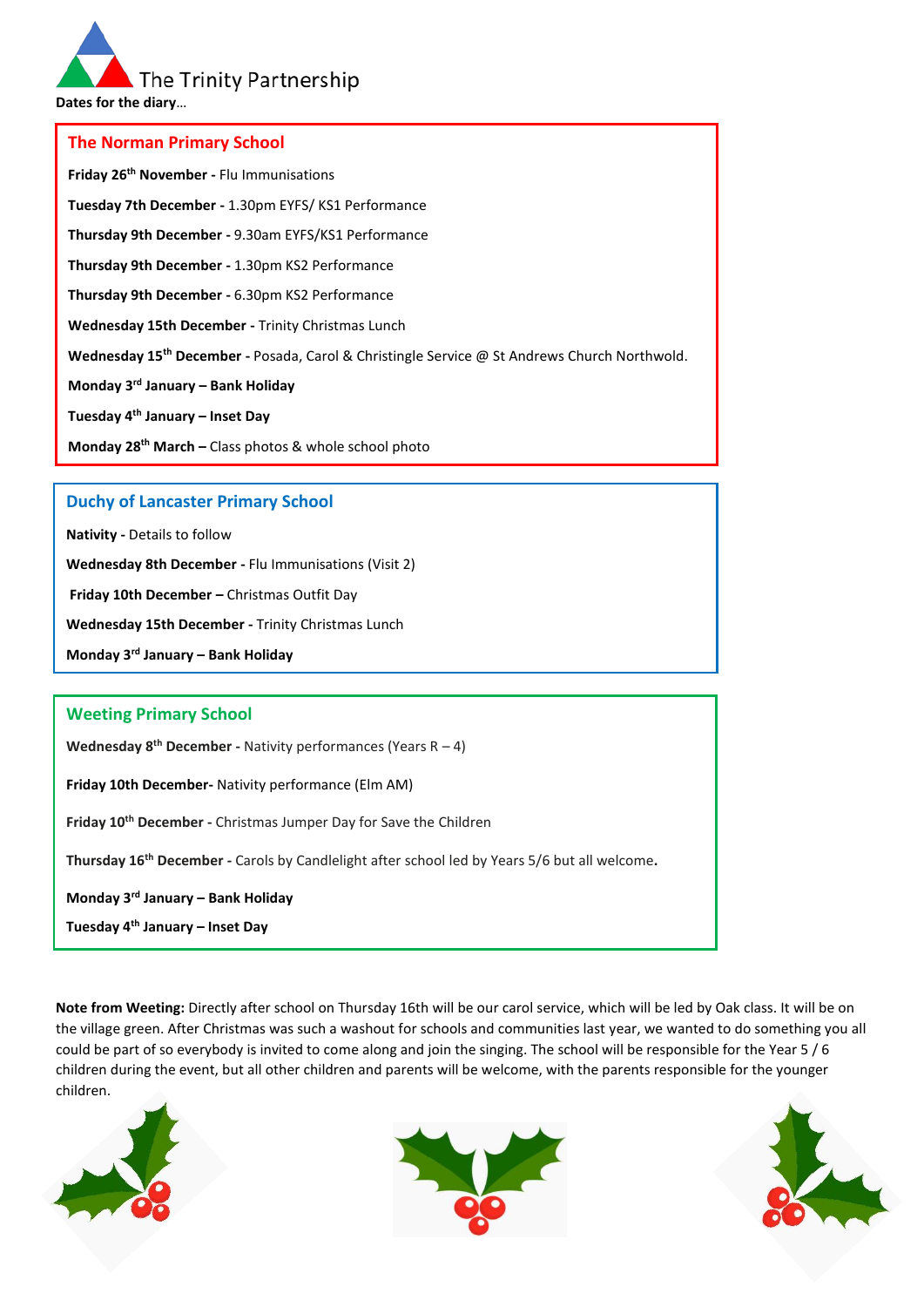The Trinity Partnership

**Dates for the diary…**

## The Norman Primary School

**Friday 26th November -** Flu Immunisations

**Tuesday 7th December -** 1.30pm EYFS/ KS1 Performance

**Thursday 9th December -** 9.30am EYFS/KS1 Performance

**Thursday 9th December -** 1.30pm KS2 Performance

**Thursday 9th December -** 6.30pm KS2 Performance

**Wednesday 15th December -** Trinity Christmas Lunch

**Wednesday 15th December -** Posada, Carol & Christingle Service @ St Andrews Church Northwold.

**Monday 3rd January – Bank Holiday**

**Tuesday 4th January – Inset Day**

**Monday 28th March –** Class photos & whole school photo

## Duchy of Lancaster Primary School

**Nativity -** Details to follow

**Wednesday 8th December -** Flu Immunisations (Visit 2)

**Friday 10th December –** Christmas Outfit Day

**Wednesday 15th December -** Trinity Christmas Lunch

**Monday 3rd January – Bank Holiday**

## Weeting Primary School

**Wednesday 8th December -** Nativity performances (Years R – 4)

**Friday 10th December-** Nativity performance (Elm AM)

**Friday 10th December -** Christmas Jumper Day for Save the Children

**Thursday 16th December -** Carols by Candlelight after school led by Years 5/6 but all welcome**.**

**Monday 3rd January – Bank Holiday**

**Tuesday 4th January – Inset Day**

**Note from Weeting:** Directly after school on Thursday 16th will be our carol service, which will be led by Oak class. It will be on the village green. After Christmas was such a washout for schools and communities last year, we wanted to do something you all could be part of so everybody is invited to come along and join the singing. The school will be responsible for the Year 5 / 6 children during the event, but all other children and parents will be welcome, with the parents responsible for the younger children.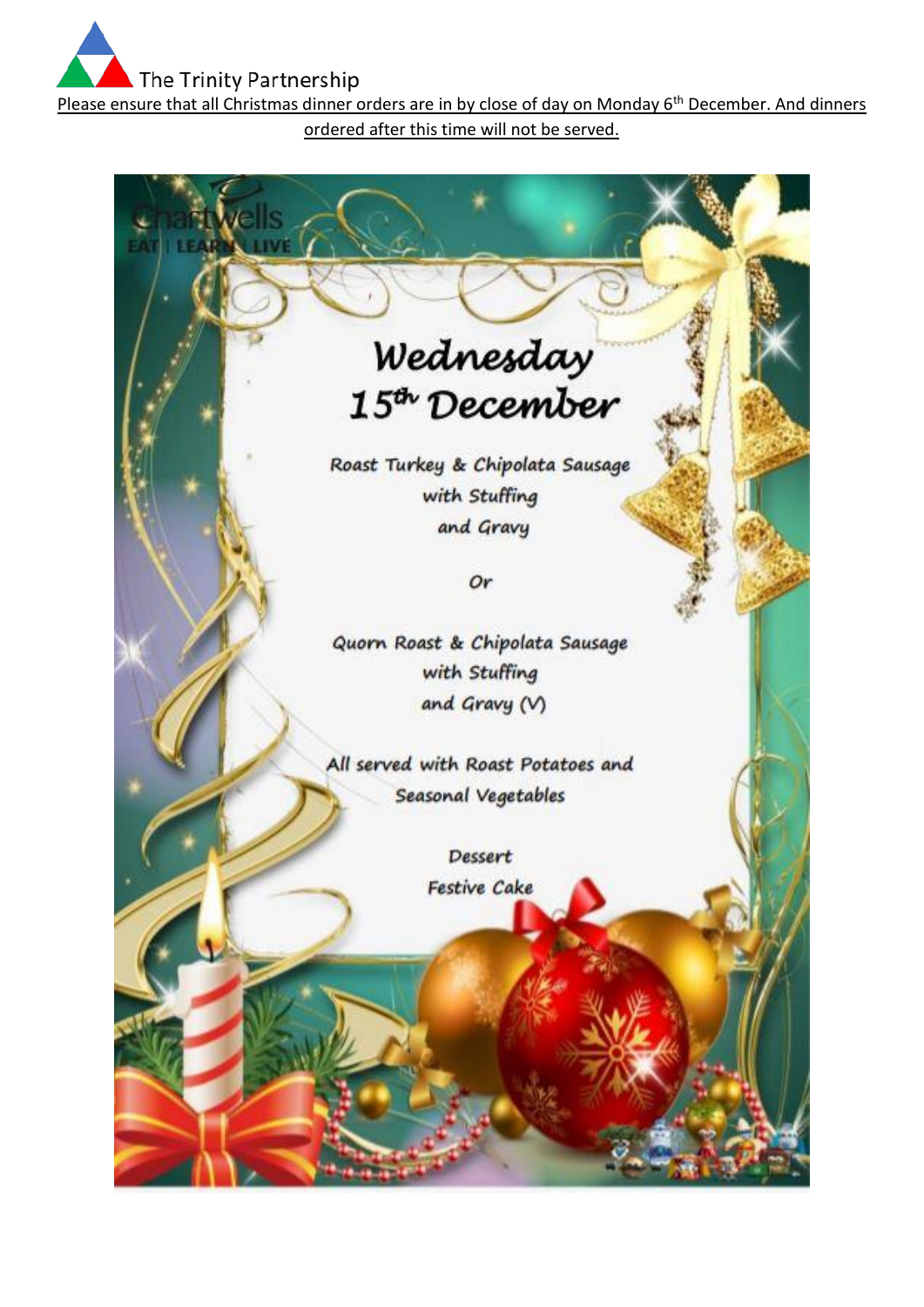The Trinity Partnership

Please ensure that all Christmas dinner orders are in by close of day on Monday 6th December. And dinners ordered after this time will not be served.

Chartwells
EAT | LEARN | LIVE

# Wednesday 15th December

Roast Turkey & Chipolata Sausage
with Stuffing
and Gravy

Or

Quorn Roast & Chipolata Sausage
with Stuffing
and Gravy (V)

All served with Roast Potatoes and
Seasonal Vegetables

Dessert
Festive Cake